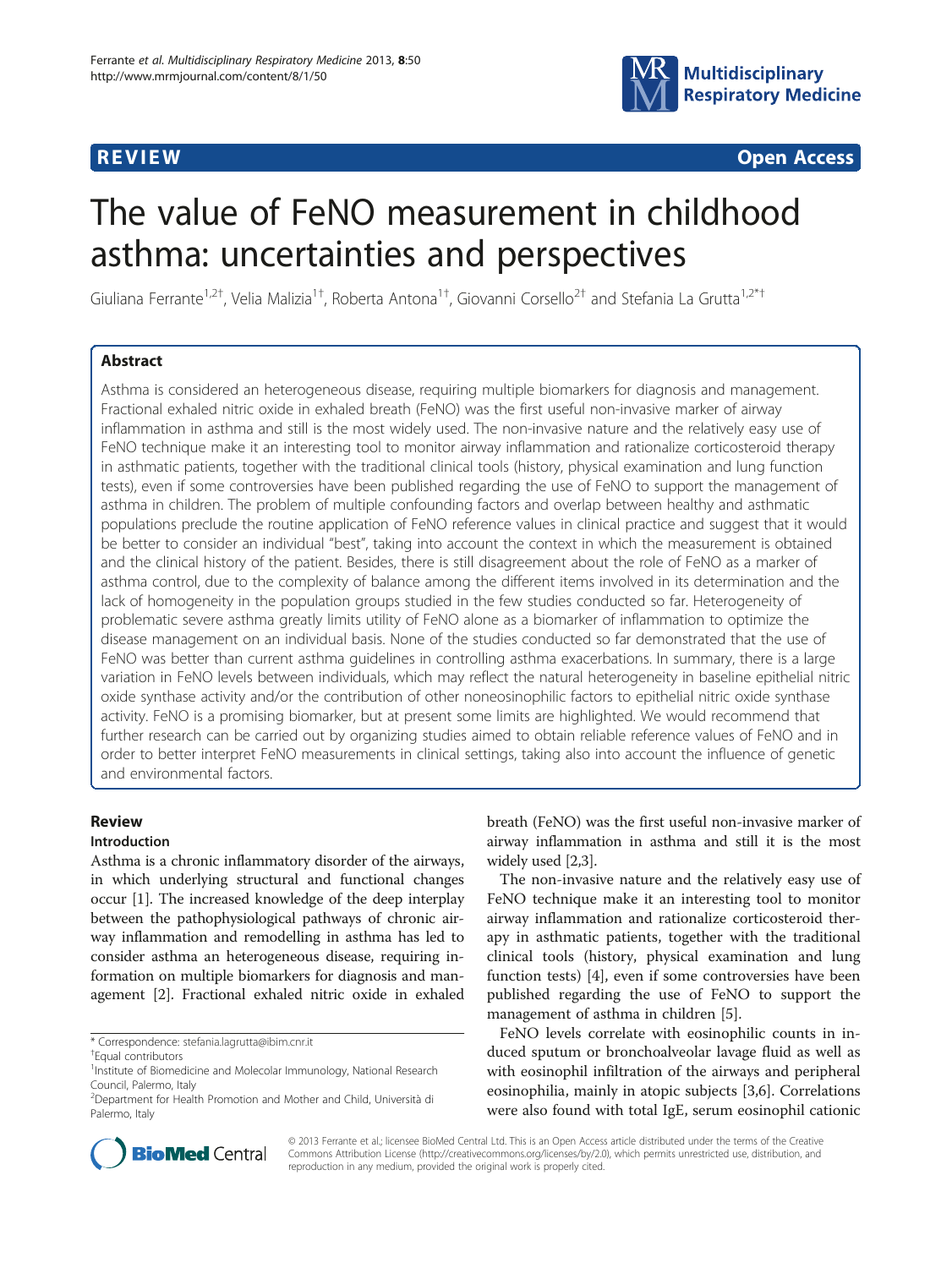REVIEW Open Access

# The value of FeNO measurement in childhood asthma: uncertainties and perspectives

Giuliana Ferrante[1,2†], Velia Malizia[1†], Roberta Antona[1†], Giovanni Corsello[2†] and Stefania La Grutta[1,2*†]

## Abstract

Asthma is considered an heterogeneous disease, requiring multiple biomarkers for diagnosis and management. Fractional exhaled nitric oxide in exhaled breath (FeNO) was the first useful non-invasive marker of airway inflammation in asthma and still is the most widely used. The non-invasive nature and the relatively easy use of FeNO technique make it an interesting tool to monitor airway inflammation and rationalize corticosteroid therapy in asthmatic patients, together with the traditional clinical tools (history, physical examination and lung function tests), even if some controversies have been published regarding the use of FeNO to support the management of asthma in children. The problem of multiple confounding factors and overlap between healthy and asthmatic populations preclude the routine application of FeNO reference values in clinical practice and suggest that it would be better to consider an individual "best", taking into account the context in which the measurement is obtained and the clinical history of the patient. Besides, there is still disagreement about the role of FeNO as a marker of asthma control, due to the complexity of balance among the different items involved in its determination and the lack of homogeneity in the population groups studied in the few studies conducted so far. Heterogeneity of problematic severe asthma greatly limits utility of FeNO alone as a biomarker of inflammation to optimize the disease management on an individual basis. None of the studies conducted so far demonstrated that the use of FeNO was better than current asthma guidelines in controlling asthma exacerbations. In summary, there is a large variation in FeNO levels between individuals, which may reflect the natural heterogeneity in baseline epithelial nitric oxide synthase activity and/or the contribution of other noneosinophilic factors to epithelial nitric oxide synthase activity. FeNO is a promising biomarker, but at present some limits are highlighted. We would recommend that further research can be carried out by organizing studies aimed to obtain reliable reference values of FeNO and in order to better interpret FeNO measurements in clinical settings, taking also into account the influence of genetic and environmental factors.

## Review

### Introduction

Asthma is a chronic inflammatory disorder of the airways, in which underlying structural and functional changes occur [1]. The increased knowledge of the deep interplay between the pathophysiological pathways of chronic airway inflammation and remodelling in asthma has led to consider asthma an heterogeneous disease, requiring information on multiple biomarkers for diagnosis and management [2]. Fractional exhaled nitric oxide in exhaled breath (FeNO) was the first useful non-invasive marker of airway inflammation in asthma and still it is the most widely used [2,3].

The non-invasive nature and the relatively easy use of FeNO technique make it an interesting tool to monitor airway inflammation and rationalize corticosteroid therapy in asthmatic patients, together with the traditional clinical tools (history, physical examination and lung function tests) [4], even if some controversies have been published regarding the use of FeNO to support the management of asthma in children [5].

FeNO levels correlate with eosinophilic counts in induced sputum or bronchoalveolar lavage fluid as well as with eosinophil infiltration of the airways and peripheral eosinophilia, mainly in atopic subjects [3,6]. Correlations were also found with total IgE, serum eosinophil cationic

\* Correspondence: stefania.lagrutta@ibim.cnr.it

†Equal contributors

[1]Institute of Biomedicine and Molecolar Immunology, National Research Council, Palermo, Italy

[2]Department for Health Promotion and Mother and Child, Università di Palermo, Italy

© 2013 Ferrante et al.; licensee BioMed Central Ltd. This is an Open Access article distributed under the terms of the Creative Commons Attribution License (http://creativecommons.org/licenses/by/2.0), which permits unrestricted use, distribution, and reproduction in any medium, provided the original work is properly cited.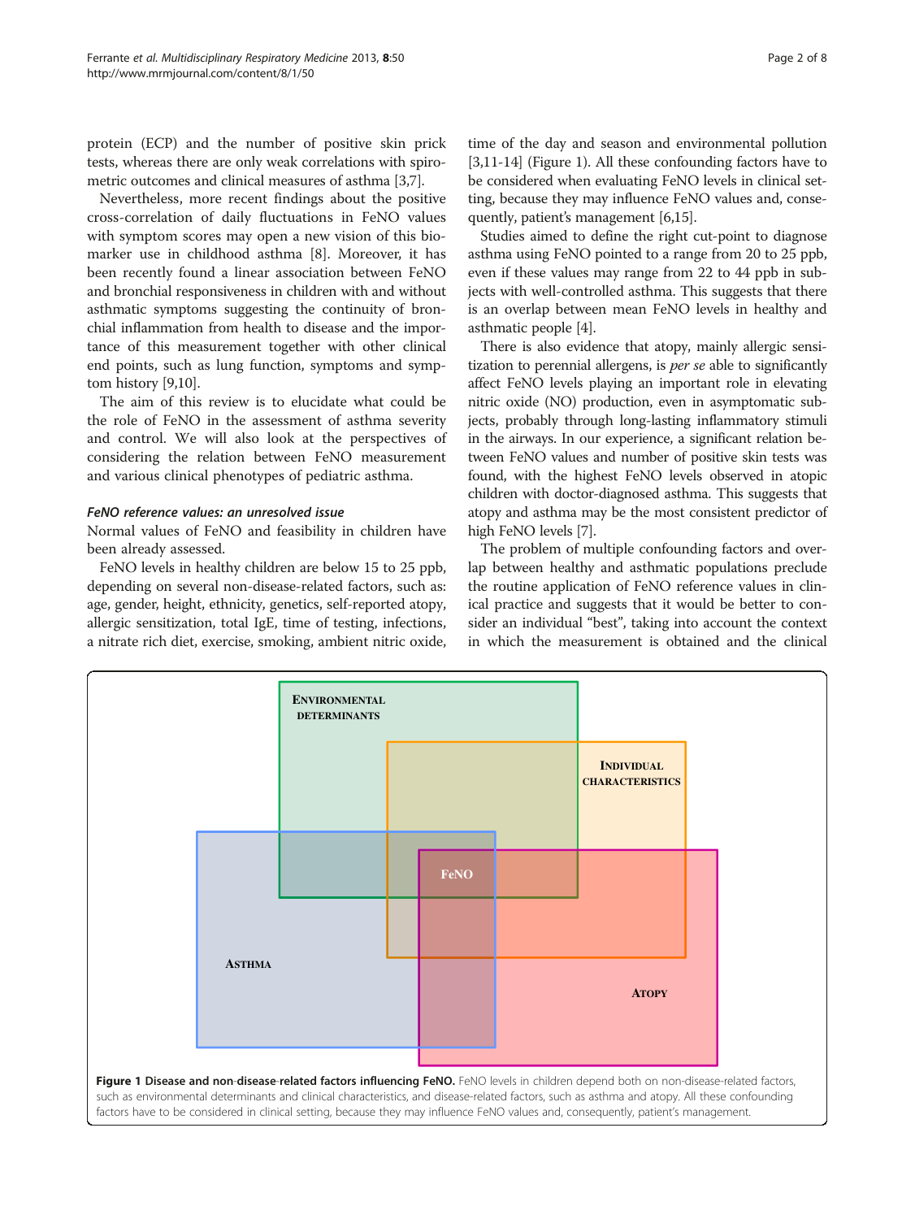protein (ECP) and the number of positive skin prick tests, whereas there are only weak correlations with spirometric outcomes and clinical measures of asthma [3,7].

Nevertheless, more recent findings about the positive cross-correlation of daily fluctuations in FeNO values with symptom scores may open a new vision of this biomarker use in childhood asthma [8]. Moreover, it has been recently found a linear association between FeNO and bronchial responsiveness in children with and without asthmatic symptoms suggesting the continuity of bronchial inflammation from health to disease and the importance of this measurement together with other clinical end points, such as lung function, symptoms and symptom history [9,10].

The aim of this review is to elucidate what could be the role of FeNO in the assessment of asthma severity and control. We will also look at the perspectives of considering the relation between FeNO measurement and various clinical phenotypes of pediatric asthma.

### *FeNO reference values: an unresolved issue*

Normal values of FeNO and feasibility in children have been already assessed.

FeNO levels in healthy children are below 15 to 25 ppb, depending on several non-disease-related factors, such as: age, gender, height, ethnicity, genetics, self-reported atopy, allergic sensitization, total IgE, time of testing, infections, a nitrate rich diet, exercise, smoking, ambient nitric oxide, time of the day and season and environmental pollution [3,11-14] (Figure 1). All these confounding factors have to be considered when evaluating FeNO levels in clinical setting, because they may influence FeNO values and, consequently, patient's management [6,15].

Studies aimed to define the right cut-point to diagnose asthma using FeNO pointed to a range from 20 to 25 ppb, even if these values may range from 22 to 44 ppb in subjects with well-controlled asthma. This suggests that there is an overlap between mean FeNO levels in healthy and asthmatic people [4].

There is also evidence that atopy, mainly allergic sensitization to perennial allergens, is *per se* able to significantly affect FeNO levels playing an important role in elevating nitric oxide (NO) production, even in asymptomatic subjects, probably through long-lasting inflammatory stimuli in the airways. In our experience, a significant relation between FeNO values and number of positive skin tests was found, with the highest FeNO levels observed in atopic children with doctor-diagnosed asthma. This suggests that atopy and asthma may be the most consistent predictor of high FeNO levels [7].

The problem of multiple confounding factors and overlap between healthy and asthmatic populations preclude the routine application of FeNO reference values in clinical practice and suggests that it would be better to consider an individual "best", taking into account the context in which the measurement is obtained and the clinical

**Figure 1 Disease and non-disease-related factors influencing FeNO.** FeNO levels in children depend both on non-disease-related factors, such as environmental determinants and clinical characteristics, and disease-related factors, such as asthma and atopy. All these confounding factors have to be considered in clinical setting, because they may influence FeNO values and, consequently, patient's management.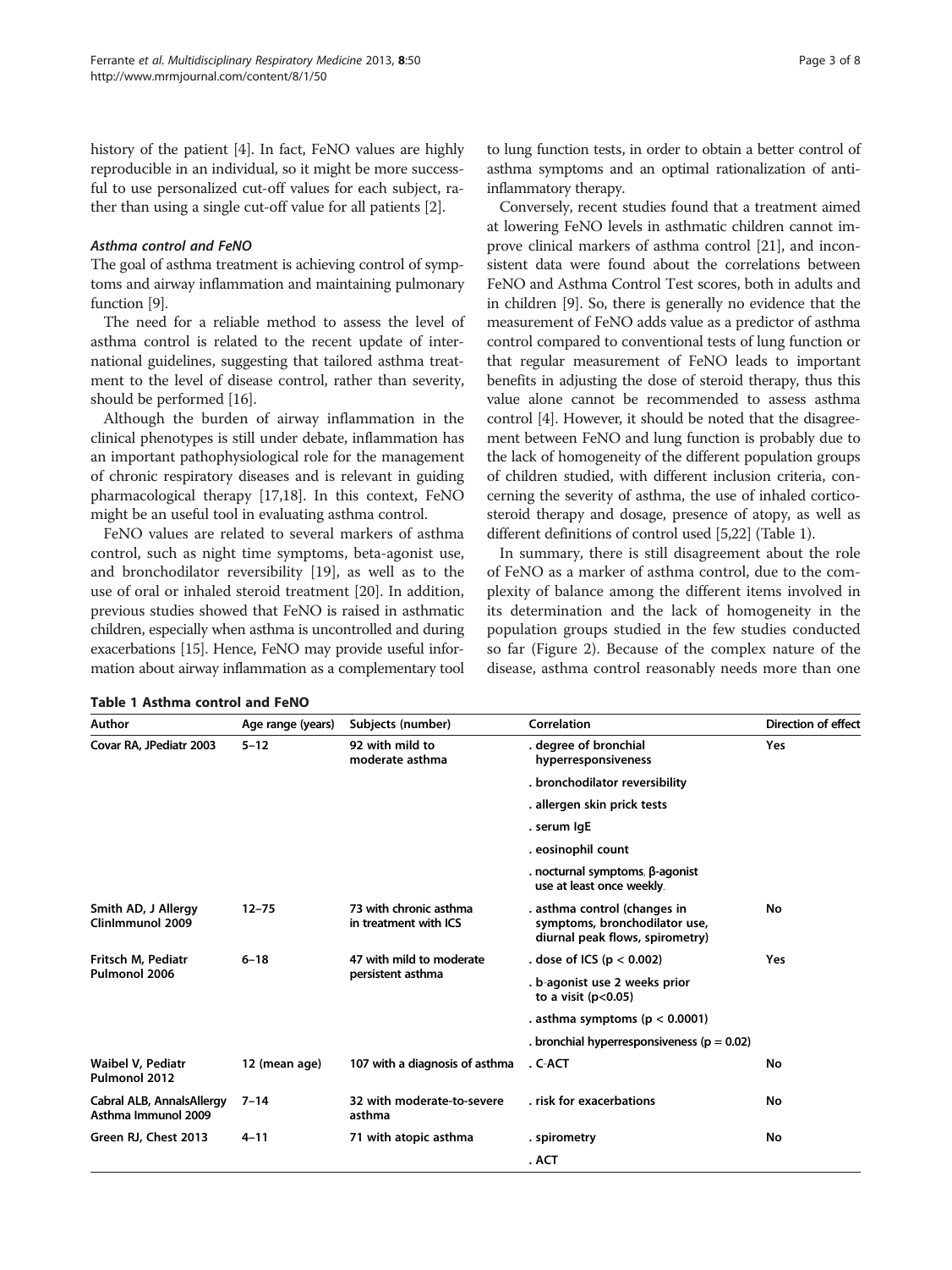history of the patient [4]. In fact, FeNO values are highly reproducible in an individual, so it might be more successful to use personalized cut-off values for each subject, rather than using a single cut-off value for all patients [2].

#### *Asthma control and FeNO*

The goal of asthma treatment is achieving control of symptoms and airway inflammation and maintaining pulmonary function [9].

The need for a reliable method to assess the level of asthma control is related to the recent update of international guidelines, suggesting that tailored asthma treatment to the level of disease control, rather than severity, should be performed [16].

Although the burden of airway inflammation in the clinical phenotypes is still under debate, inflammation has an important pathophysiological role for the management of chronic respiratory diseases and is relevant in guiding pharmacological therapy [17,18]. In this context, FeNO might be an useful tool in evaluating asthma control.

FeNO values are related to several markers of asthma control, such as night time symptoms, beta-agonist use, and bronchodilator reversibility [19], as well as to the use of oral or inhaled steroid treatment [20]. In addition, previous studies showed that FeNO is raised in asthmatic children, especially when asthma is uncontrolled and during exacerbations [15]. Hence, FeNO may provide useful information about airway inflammation as a complementary tool to lung function tests, in order to obtain a better control of asthma symptoms and an optimal rationalization of anti-inflammatory therapy.

Conversely, recent studies found that a treatment aimed at lowering FeNO levels in asthmatic children cannot improve clinical markers of asthma control [21], and inconsistent data were found about the correlations between FeNO and Asthma Control Test scores, both in adults and in children [9]. So, there is generally no evidence that the measurement of FeNO adds value as a predictor of asthma control compared to conventional tests of lung function or that regular measurement of FeNO leads to important benefits in adjusting the dose of steroid therapy, thus this value alone cannot be recommended to assess asthma control [4]. However, it should be noted that the disagreement between FeNO and lung function is probably due to the lack of homogeneity of the different population groups of children studied, with different inclusion criteria, concerning the severity of asthma, the use of inhaled corticosteroid therapy and dosage, presence of atopy, as well as different definitions of control used [5,22] (Table 1).

In summary, there is still disagreement about the role of FeNO as a marker of asthma control, due to the complexity of balance among the different items involved in its determination and the lack of homogeneity in the population groups studied in the few studies conducted so far (Figure 2). Because of the complex nature of the disease, asthma control reasonably needs more than one

**Table 1 Asthma control and FeNO**

| Author | Age range (years) | Subjects (number) | Correlation | Direction of effect |
|---|---|---|---|---|
| Covar RA, JPediatr 2003 | 5–12 | 92 with mild to moderate asthma | . degree of bronchial hyperresponsiveness | Yes |
| | | | . bronchodilator reversibility | |
| | | | . allergen skin prick tests | |
| | | | . serum IgE | |
| | | | . eosinophil count | |
| | | | . nocturnal symptoms, β-agonist use at least once weekly. | |
| Smith AD, J Allergy ClinImmunol 2009 | 12–75 | 73 with chronic asthma in treatment with ICS | . asthma control (changes in symptoms, bronchodilator use, diurnal peak flows, spirometry) | No |
| Fritsch M, Pediatr Pulmonol 2006 | 6–18 | 47 with mild to moderate persistent asthma | . dose of ICS ($p < 0.002$) | Yes |
| | | | . b-agonist use 2 weeks prior to a visit ($p<0.05$) | |
| | | | . asthma symptoms ($p < 0.0001$) | |
| | | | . bronchial hyperresponsiveness ($p = 0.02$) | |
| Waibel V, Pediatr Pulmonol 2012 | 12 (mean age) | 107 with a diagnosis of asthma | . C-ACT | No |
| Cabral ALB, AnnalsAllergy Asthma Immunol 2009 | 7–14 | 32 with moderate-to-severe asthma | . risk for exacerbations | No |
| Green RJ, Chest 2013 | 4–11 | 71 with atopic asthma | . spirometry | No |
| | | | . ACT | |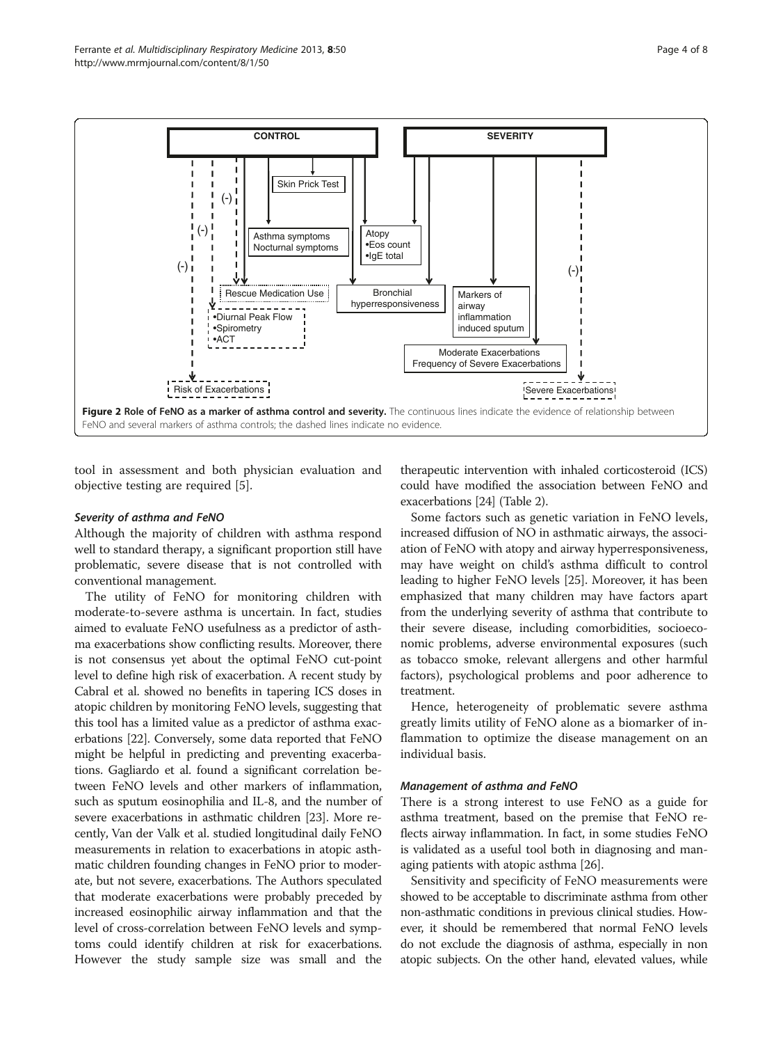Figure 2 Role of FeNO as a marker of asthma control and severity. The continuous lines indicate the evidence of relationship between FeNO and several markers of asthma controls; the dashed lines indicate no evidence.

tool in assessment and both physician evaluation and objective testing are required [5].

### *Severity of asthma and FeNO*

Although the majority of children with asthma respond well to standard therapy, a significant proportion still have problematic, severe disease that is not controlled with conventional management.

The utility of FeNO for monitoring children with moderate-to-severe asthma is uncertain. In fact, studies aimed to evaluate FeNO usefulness as a predictor of asthma exacerbations show conflicting results. Moreover, there is not consensus yet about the optimal FeNO cut-point level to define high risk of exacerbation. A recent study by Cabral et al. showed no benefits in tapering ICS doses in atopic children by monitoring FeNO levels, suggesting that this tool has a limited value as a predictor of asthma exacerbations [22]. Conversely, some data reported that FeNO might be helpful in predicting and preventing exacerbations. Gagliardo et al. found a significant correlation between FeNO levels and other markers of inflammation, such as sputum eosinophilia and IL-8, and the number of severe exacerbations in asthmatic children [23]. More recently, Van der Valk et al. studied longitudinal daily FeNO measurements in relation to exacerbations in atopic asthmatic children founding changes in FeNO prior to moderate, but not severe, exacerbations. The Authors speculated that moderate exacerbations were probably preceded by increased eosinophilic airway inflammation and that the level of cross-correlation between FeNO levels and symptoms could identify children at risk for exacerbations. However the study sample size was small and the therapeutic intervention with inhaled corticosteroid (ICS) could have modified the association between FeNO and exacerbations [24] (Table 2).

Some factors such as genetic variation in FeNO levels, increased diffusion of NO in asthmatic airways, the association of FeNO with atopy and airway hyperresponsiveness, may have weight on child's asthma difficult to control leading to higher FeNO levels [25]. Moreover, it has been emphasized that many children may have factors apart from the underlying severity of asthma that contribute to their severe disease, including comorbidities, socioeconomic problems, adverse environmental exposures (such as tobacco smoke, relevant allergens and other harmful factors), psychological problems and poor adherence to treatment.

Hence, heterogeneity of problematic severe asthma greatly limits utility of FeNO alone as a biomarker of inflammation to optimize the disease management on an individual basis.

### *Management of asthma and FeNO*

There is a strong interest to use FeNO as a guide for asthma treatment, based on the premise that FeNO reflects airway inflammation. In fact, in some studies FeNO is validated as a useful tool both in diagnosing and managing patients with atopic asthma [26].

Sensitivity and specificity of FeNO measurements were showed to be acceptable to discriminate asthma from other non-asthmatic conditions in previous clinical studies. However, it should be remembered that normal FeNO levels do not exclude the diagnosis of asthma, especially in non atopic subjects. On the other hand, elevated values, while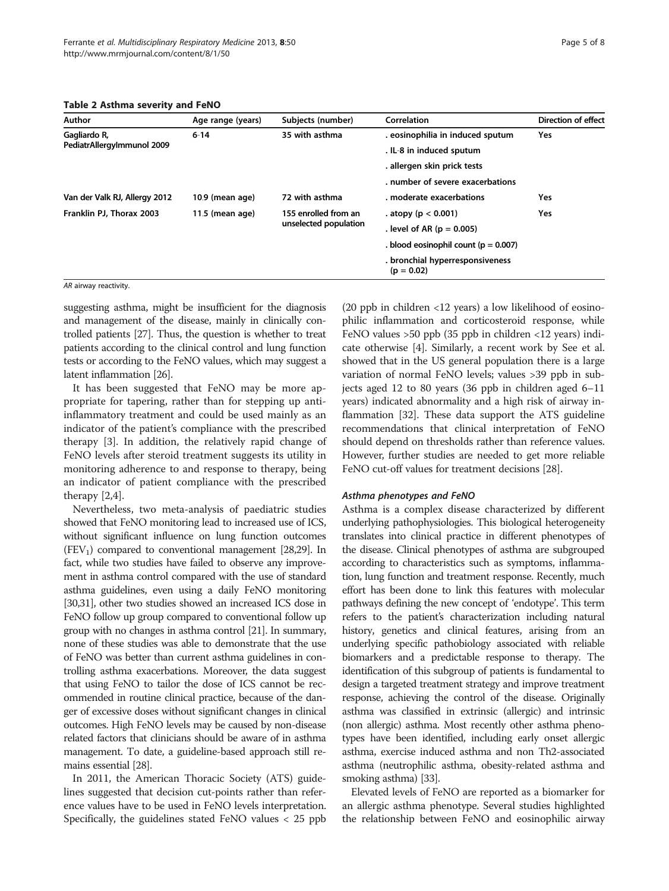**Table 2 Asthma severity and FeNO**

| Author | Age range (years) | Subjects (number) | Correlation | Direction of effect |
|---|---|---|---|---|
| Gagliardo R, PediatrAllergyImmunol 2009 | 6-14 | 35 with asthma | . eosinophilia in induced sputum | Yes |
| | | | . IL-8 in induced sputum | |
| | | | . allergen skin prick tests | |
| | | | . number of severe exacerbations | |
| Van der Valk RJ, Allergy 2012 | 10.9 (mean age) | 72 with asthma | . moderate exacerbations | Yes |
| Franklin PJ, Thorax 2003 | 11.5 (mean age) | 155 enrolled from an unselected population | . atopy ($p < 0.001$) | Yes |
| | | | . level of AR ($p = 0.005$) | |
| | | | . blood eosinophil count ($p = 0.007$) | |
| | | | . bronchial hyperresponsiveness ($p = 0.02$) | |

*AR* airway reactivity.

suggesting asthma, might be insufficient for the diagnosis and management of the disease, mainly in clinically controlled patients [27]. Thus, the question is whether to treat patients according to the clinical control and lung function tests or according to the FeNO values, which may suggest a latent inflammation [26].

It has been suggested that FeNO may be more appropriate for tapering, rather than for stepping up anti-inflammatory treatment and could be used mainly as an indicator of the patient's compliance with the prescribed therapy [3]. In addition, the relatively rapid change of FeNO levels after steroid treatment suggests its utility in monitoring adherence to and response to therapy, being an indicator of patient compliance with the prescribed therapy [2,4].

Nevertheless, two meta-analysis of paediatric studies showed that FeNO monitoring lead to increased use of ICS, without significant influence on lung function outcomes ($FEV_1$) compared to conventional management [28,29]. In fact, while two studies have failed to observe any improvement in asthma control compared with the use of standard asthma guidelines, even using a daily FeNO monitoring [30,31], other two studies showed an increased ICS dose in FeNO follow up group compared to conventional follow up group with no changes in asthma control [21]. In summary, none of these studies was able to demonstrate that the use of FeNO was better than current asthma guidelines in controlling asthma exacerbations. Moreover, the data suggest that using FeNO to tailor the dose of ICS cannot be recommended in routine clinical practice, because of the danger of excessive doses without significant changes in clinical outcomes. High FeNO levels may be caused by non-disease related factors that clinicians should be aware of in asthma management. To date, a guideline-based approach still remains essential [28].

In 2011, the American Thoracic Society (ATS) guidelines suggested that decision cut-points rather than reference values have to be used in FeNO levels interpretation. Specifically, the guidelines stated FeNO values < 25 ppb (20 ppb in children <12 years) a low likelihood of eosinophilic inflammation and corticosteroid response, while FeNO values >50 ppb (35 ppb in children <12 years) indicate otherwise [4]. Similarly, a recent work by See et al. showed that in the US general population there is a large variation of normal FeNO levels; values >39 ppb in subjects aged 12 to 80 years (36 ppb in children aged 6–11 years) indicated abnormality and a high risk of airway inflammation [32]. These data support the ATS guideline recommendations that clinical interpretation of FeNO should depend on thresholds rather than reference values. However, further studies are needed to get more reliable FeNO cut-off values for treatment decisions [28].

#### *Asthma phenotypes and FeNO*

Asthma is a complex disease characterized by different underlying pathophysiologies. This biological heterogeneity translates into clinical practice in different phenotypes of the disease. Clinical phenotypes of asthma are subgrouped according to characteristics such as symptoms, inflammation, lung function and treatment response. Recently, much effort has been done to link this features with molecular pathways defining the new concept of 'endotype'. This term refers to the patient's characterization including natural history, genetics and clinical features, arising from an underlying specific pathobiology associated with reliable biomarkers and a predictable response to therapy. The identification of this subgroup of patients is fundamental to design a targeted treatment strategy and improve treatment response, achieving the control of the disease. Originally asthma was classified in extrinsic (allergic) and intrinsic (non allergic) asthma. Most recently other asthma phenotypes have been identified, including early onset allergic asthma, exercise induced asthma and non Th2-associated asthma (neutrophilic asthma, obesity-related asthma and smoking asthma) [33].

Elevated levels of FeNO are reported as a biomarker for an allergic asthma phenotype. Several studies highlighted the relationship between FeNO and eosinophilic airway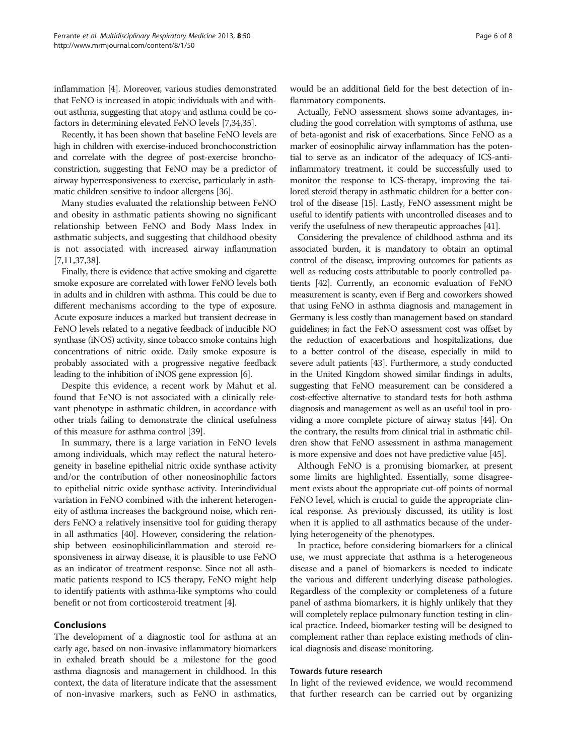inflammation [4]. Moreover, various studies demonstrated that FeNO is increased in atopic individuals with and without asthma, suggesting that atopy and asthma could be co-factors in determining elevated FeNO levels [7,34,35].

Recently, it has been shown that baseline FeNO levels are high in children with exercise-induced bronchoconstriction and correlate with the degree of post-exercise bronchoconstriction, suggesting that FeNO may be a predictor of airway hyperresponsiveness to exercise, particularly in asthmatic children sensitive to indoor allergens [36].

Many studies evaluated the relationship between FeNO and obesity in asthmatic patients showing no significant relationship between FeNO and Body Mass Index in asthmatic subjects, and suggesting that childhood obesity is not associated with increased airway inflammation [7,11,37,38].

Finally, there is evidence that active smoking and cigarette smoke exposure are correlated with lower FeNO levels both in adults and in children with asthma. This could be due to different mechanisms according to the type of exposure. Acute exposure induces a marked but transient decrease in FeNO levels related to a negative feedback of inducible NO synthase (iNOS) activity, since tobacco smoke contains high concentrations of nitric oxide. Daily smoke exposure is probably associated with a progressive negative feedback leading to the inhibition of iNOS gene expression [6].

Despite this evidence, a recent work by Mahut et al. found that FeNO is not associated with a clinically relevant phenotype in asthmatic children, in accordance with other trials failing to demonstrate the clinical usefulness of this measure for asthma control [39].

In summary, there is a large variation in FeNO levels among individuals, which may reflect the natural heterogeneity in baseline epithelial nitric oxide synthase activity and/or the contribution of other noneosinophilic factors to epithelial nitric oxide synthase activity. Interindividual variation in FeNO combined with the inherent heterogeneity of asthma increases the background noise, which renders FeNO a relatively insensitive tool for guiding therapy in all asthmatics [40]. However, considering the relationship between eosinophilicinflammation and steroid responsiveness in airway disease, it is plausible to use FeNO as an indicator of treatment response. Since not all asthmatic patients respond to ICS therapy, FeNO might help to identify patients with asthma-like symptoms who could benefit or not from corticosteroid treatment [4].

## Conclusions

The development of a diagnostic tool for asthma at an early age, based on non-invasive inflammatory biomarkers in exhaled breath should be a milestone for the good asthma diagnosis and management in childhood. In this context, the data of literature indicate that the assessment of non-invasive markers, such as FeNO in asthmatics, would be an additional field for the best detection of inflammatory components.

Actually, FeNO assessment shows some advantages, including the good correlation with symptoms of asthma, use of beta-agonist and risk of exacerbations. Since FeNO as a marker of eosinophilic airway inflammation has the potential to serve as an indicator of the adequacy of ICS-anti-inflammatory treatment, it could be successfully used to monitor the response to ICS-therapy, improving the tailored steroid therapy in asthmatic children for a better control of the disease [15]. Lastly, FeNO assessment might be useful to identify patients with uncontrolled diseases and to verify the usefulness of new therapeutic approaches [41].

Considering the prevalence of childhood asthma and its associated burden, it is mandatory to obtain an optimal control of the disease, improving outcomes for patients as well as reducing costs attributable to poorly controlled patients [42]. Currently, an economic evaluation of FeNO measurement is scanty, even if Berg and coworkers showed that using FeNO in asthma diagnosis and management in Germany is less costly than management based on standard guidelines; in fact the FeNO assessment cost was offset by the reduction of exacerbations and hospitalizations, due to a better control of the disease, especially in mild to severe adult patients [43]. Furthermore, a study conducted in the United Kingdom showed similar findings in adults, suggesting that FeNO measurement can be considered a cost-effective alternative to standard tests for both asthma diagnosis and management as well as an useful tool in providing a more complete picture of airway status [44]. On the contrary, the results from clinical trial in asthmatic children show that FeNO assessment in asthma management is more expensive and does not have predictive value [45].

Although FeNO is a promising biomarker, at present some limits are highlighted. Essentially, some disagreement exists about the appropriate cut-off points of normal FeNO level, which is crucial to guide the appropriate clinical response. As previously discussed, its utility is lost when it is applied to all asthmatics because of the underlying heterogeneity of the phenotypes.

In practice, before considering biomarkers for a clinical use, we must appreciate that asthma is a heterogeneous disease and a panel of biomarkers is needed to indicate the various and different underlying disease pathologies. Regardless of the complexity or completeness of a future panel of asthma biomarkers, it is highly unlikely that they will completely replace pulmonary function testing in clinical practice. Indeed, biomarker testing will be designed to complement rather than replace existing methods of clinical diagnosis and disease monitoring.

### Towards future research

In light of the reviewed evidence, we would recommend that further research can be carried out by organizing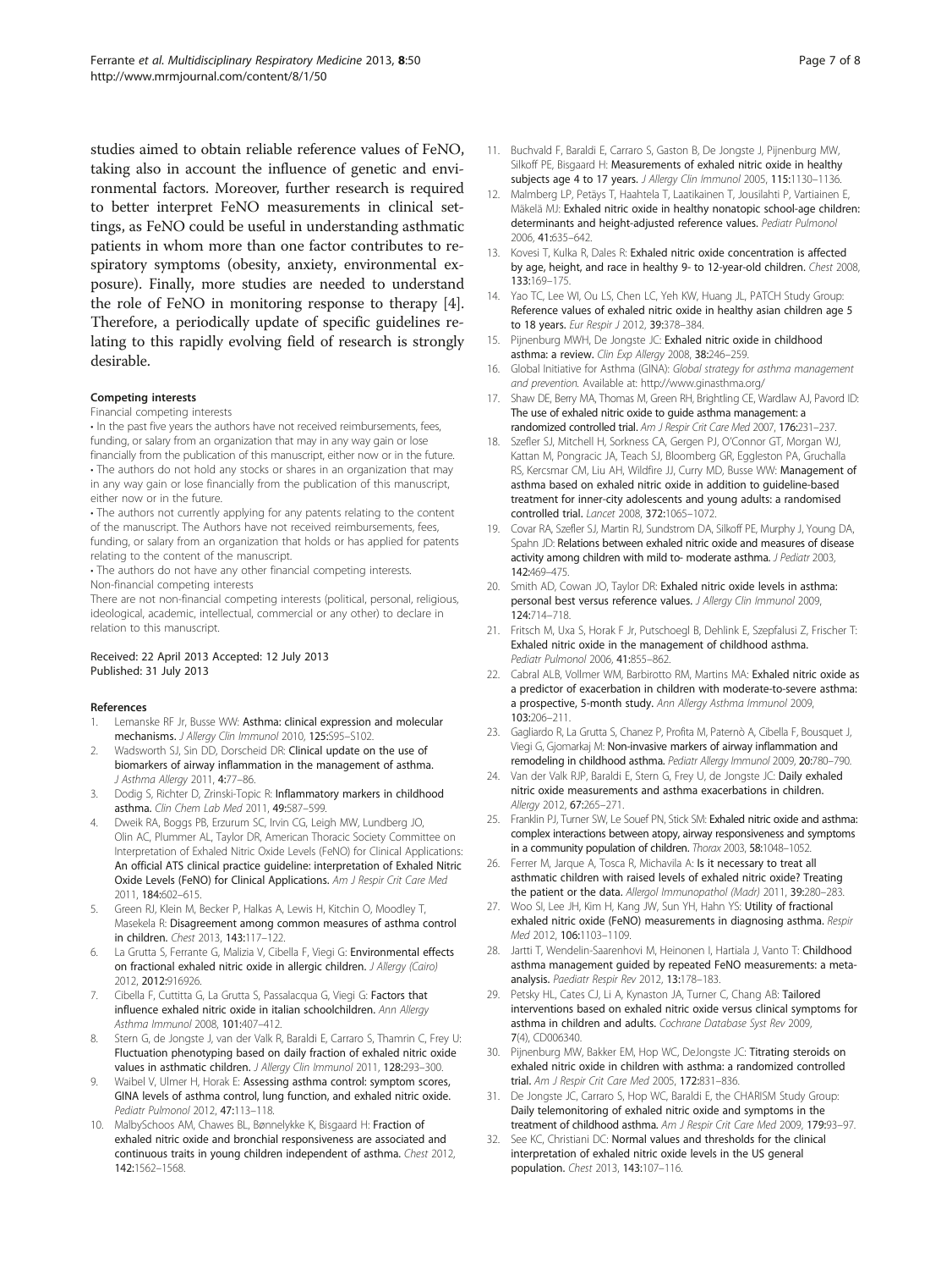studies aimed to obtain reliable reference values of FeNO, taking also in account the influence of genetic and environmental factors. Moreover, further research is required to better interpret FeNO measurements in clinical settings, as FeNO could be useful in understanding asthmatic patients in whom more than one factor contributes to respiratory symptoms (obesity, anxiety, environmental exposure). Finally, more studies are needed to understand the role of FeNO in monitoring response to therapy [4]. Therefore, a periodically update of specific guidelines relating to this rapidly evolving field of research is strongly desirable.

#### Competing interests

Financial competing interests

- In the past five years the authors have not received reimbursements, fees, funding, or salary from an organization that may in any way gain or lose financially from the publication of this manuscript, either now or in the future.
- The authors do not hold any stocks or shares in an organization that may in any way gain or lose financially from the publication of this manuscript, either now or in the future.
- The authors not currently applying for any patents relating to the content of the manuscript. The Authors have not received reimbursements, fees, funding, or salary from an organization that holds or has applied for patents relating to the content of the manuscript.
- The authors do not have any other financial competing interests.

Non-financial competing interests

There are not non-financial competing interests (political, personal, religious, ideological, academic, intellectual, commercial or any other) to declare in relation to this manuscript.

Received: 22 April 2013 Accepted: 12 July 2013
Published: 31 July 2013

#### References

1. Lemanske RF Jr, Busse WW: **Asthma: clinical expression and molecular mechanisms.** *J Allergy Clin Immunol* 2010, **125:**S95–S102.
2. Wadsworth SJ, Sin DD, Dorscheid DR: **Clinical update on the use of biomarkers of airway inflammation in the management of asthma.** *J Asthma Allergy* 2011, **4:**77–86.
3. Dodig S, Richter D, Zrinski-Topic R: **Inflammatory markers in childhood asthma.** *Clin Chem Lab Med* 2011, **49:**587–599.
4. Dweik RA, Boggs PB, Erzurum SC, Irvin CG, Leigh MW, Lundberg JO, Olin AC, Plummer AL, Taylor DR, American Thoracic Society Committee on Interpretation of Exhaled Nitric Oxide Levels (FeNO) for Clinical Applications: **An official ATS clinical practice guideline: interpretation of Exhaled Nitric Oxide Levels (FeNO) for Clinical Applications.** *Am J Respir Crit Care Med* 2011, **184:**602–615.
5. Green RJ, Klein M, Becker P, Halkas A, Lewis H, Kitchin O, Moodley T, Masekela R: **Disagreement among common measures of asthma control in children.** *Chest* 2013, **143:**117–122.
6. La Grutta S, Ferrante G, Malizia V, Cibella F, Viegi G: **Environmental effects on fractional exhaled nitric oxide in allergic children.** *J Allergy (Cairo)* 2012, **2012:**916926.
7. Cibella F, Cuttitta G, La Grutta S, Passalacqua G, Viegi G: **Factors that influence exhaled nitric oxide in italian schoolchildren.** *Ann Allergy Asthma Immunol* 2008, **101:**407–412.
8. Stern G, de Jongste J, van der Valk R, Baraldi E, Carraro S, Thamrin C, Frey U: **Fluctuation phenotyping based on daily fraction of exhaled nitric oxide values in asthmatic children.** *J Allergy Clin Immunol* 2011, **128:**293–300.
9. Waibel V, Ulmer H, Horak E: **Assessing asthma control: symptom scores, GINA levels of asthma control, lung function, and exhaled nitric oxide.** *Pediatr Pulmonol* 2012, **47:**113–118.
10. MalbySchoos AM, Chawes BL, Bønnelykke K, Bisgaard H: **Fraction of exhaled nitric oxide and bronchial responsiveness are associated and continuous traits in young children independent of asthma.** *Chest* 2012, **142:**1562–1568.
11. Buchvald F, Baraldi E, Carraro S, Gaston B, De Jongste J, Pijnenburg MW, Silkoff PE, Bisgaard H: **Measurements of exhaled nitric oxide in healthy subjects age 4 to 17 years.** *J Allergy Clin Immunol* 2005, **115:**1130–1136.
12. Malmberg LP, Petäys T, Haahtela T, Laatikainen T, Jousilahti P, Vartiainen E, Mäkelä MJ: **Exhaled nitric oxide in healthy nonatopic school-age children: determinants and height-adjusted reference values.** *Pediatr Pulmonol* 2006, **41:**635–642.
13. Kovesi T, Kulka R, Dales R: **Exhaled nitric oxide concentration is affected by age, height, and race in healthy 9- to 12-year-old children.** *Chest* 2008, **133:**169–175.
14. Yao TC, Lee WI, Ou LS, Chen LC, Yeh KW, Huang JL, PATCH Study Group: **Reference values of exhaled nitric oxide in healthy asian children age 5 to 18 years.** *Eur Respir J* 2012, **39:**378–384.
15. Pijnenburg MWH, De Jongste JC: **Exhaled nitric oxide in childhood asthma: a review.** *Clin Exp Allergy* 2008, **38:**246–259.
16. Global Initiative for Asthma (GINA): *Global strategy for asthma management and prevention.* Available at: http://www.ginasthma.org/
17. Shaw DE, Berry MA, Thomas M, Green RH, Brightling CE, Wardlaw AJ, Pavord ID: **The use of exhaled nitric oxide to guide asthma management: a randomized controlled trial.** *Am J Respir Crit Care Med* 2007, **176:**231–237.
18. Szefler SJ, Mitchell H, Sorkness CA, Gergen PJ, O'Connor GT, Morgan WJ, Kattan M, Pongracic JA, Teach SJ, Bloomberg GR, Eggleston PA, Gruchalla RS, Kercsmar CM, Liu AH, Wildfire JJ, Curry MD, Busse WW: **Management of asthma based on exhaled nitric oxide in addition to guideline-based treatment for inner-city adolescents and young adults: a randomised controlled trial.** *Lancet* 2008, **372:**1065–1072.
19. Covar RA, Szefler SJ, Martin RJ, Sundstrom DA, Silkoff PE, Murphy J, Young DA, Spahn JD: **Relations between exhaled nitric oxide and measures of disease activity among children with mild to- moderate asthma.** *J Pediatr* 2003, **142:**469–475.
20. Smith AD, Cowan JO, Taylor DR: **Exhaled nitric oxide levels in asthma: personal best versus reference values.** *J Allergy Clin Immunol* 2009, **124:**714–718.
21. Fritsch M, Uxa S, Horak F Jr, Putschoegl B, Dehlink E, Szepfalusi Z, Frischer T: **Exhaled nitric oxide in the management of childhood asthma.** *Pediatr Pulmonol* 2006, **41:**855–862.
22. Cabral ALB, Vollmer WM, Barbirotto RM, Martins MA: **Exhaled nitric oxide as a predictor of exacerbation in children with moderate-to-severe asthma: a prospective, 5-month study.** *Ann Allergy Asthma Immunol* 2009, **103:**206–211.
23. Gagliardo R, La Grutta S, Chanez P, Profita M, Paternò A, Cibella F, Bousquet J, Viegi G, Gjomarkaj M: **Non-invasive markers of airway inflammation and remodeling in childhood asthma.** *Pediatr Allergy Immunol* 2009, **20:**780–790.
24. Van der Valk RJP, Baraldi E, Stern G, Frey U, de Jongste JC: **Daily exhaled nitric oxide measurements and asthma exacerbations in children.** *Allergy* 2012, **67:**265–271.
25. Franklin PJ, Turner SW, Le Souef PN, Stick SM: **Exhaled nitric oxide and asthma: complex interactions between atopy, airway responsiveness and symptoms in a community population of children.** *Thorax* 2003, **58:**1048–1052.
26. Ferrer M, Jarque A, Tosca R, Michavila A: **Is it necessary to treat all asthmatic children with raised levels of exhaled nitric oxide? Treating the patient or the data.** *Allergol Immunopathol (Madr)* 2011, **39:**280–283.
27. Woo SI, Lee JH, Kim H, Kang JW, Sun YH, Hahn YS: **Utility of fractional exhaled nitric oxide (FeNO) measurements in diagnosing asthma.** *Respir Med* 2012, **106:**1103–1109.
28. Jartti T, Wendelin-Saarenhovi M, Heinonen I, Hartiala J, Vanto T: **Childhood asthma management guided by repeated FeNO measurements: a meta-analysis.** *Paediatr Respir Rev* 2012, **13:**178–183.
29. Petsky HL, Cates CJ, Li A, Kynaston JA, Turner C, Chang AB: **Tailored interventions based on exhaled nitric oxide versus clinical symptoms for asthma in children and adults.** *Cochrane Database Syst Rev* 2009, **7**(4), CD006340.
30. Pijnenburg MW, Bakker EM, Hop WC, DeJongste JC: **Titrating steroids on exhaled nitric oxide in children with asthma: a randomized controlled trial.** *Am J Respir Crit Care Med* 2005, **172:**831–836.
31. De Jongste JC, Carraro S, Hop WC, Baraldi E, the CHARISM Study Group: **Daily telemonitoring of exhaled nitric oxide and symptoms in the treatment of childhood asthma.** *Am J Respir Crit Care Med* 2009, **179:**93–97.
32. See KC, Christiani DC: **Normal values and thresholds for the clinical interpretation of exhaled nitric oxide levels in the US general population.** *Chest* 2013, **143:**107–116.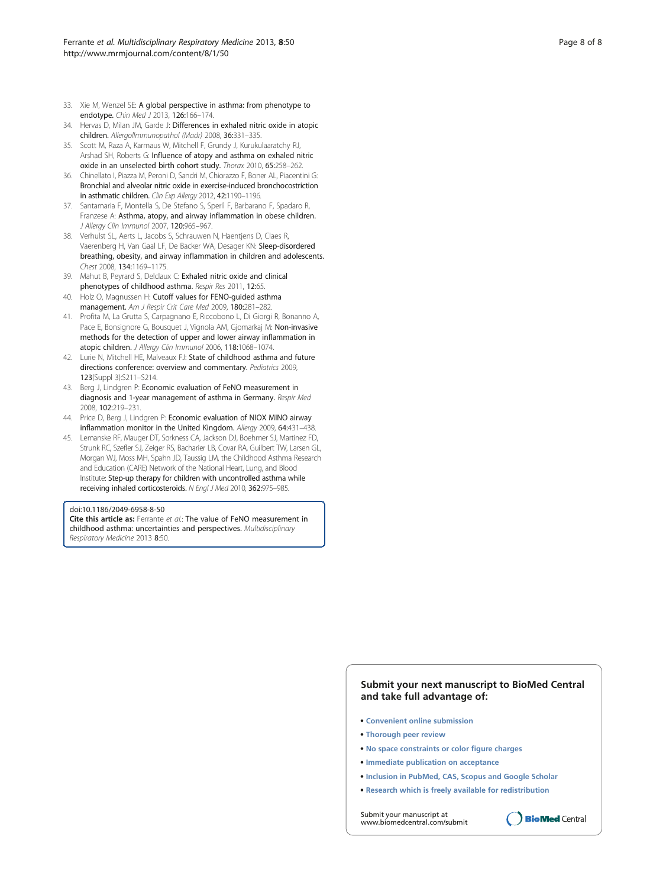33. Xie M, Wenzel SE: **A global perspective in asthma: from phenotype to endotype.** *Chin Med J* 2013, **126**:166–174.
34. Hervas D, Milan JM, Garde J: **Differences in exhaled nitric oxide in atopic children.** *AllergolImmunopathol (Madr)* 2008, **36**:331–335.
35. Scott M, Raza A, Karmaus W, Mitchell F, Grundy J, Kurukulaaratchy RJ, Arshad SH, Roberts G: **Influence of atopy and asthma on exhaled nitric oxide in an unselected birth cohort study.** *Thorax* 2010, **65**:258–262.
36. Chinellato I, Piazza M, Peroni D, Sandri M, Chiorazzo F, Boner AL, Piacentini G: **Bronchial and alveolar nitric oxide in exercise-induced bronchocostriction in asthmatic children.** *Clin Exp Allergy* 2012, **42**:1190–1196.
37. Santamaria F, Montella S, De Stefano S, Sperlì F, Barbarano F, Spadaro R, Franzese A: **Asthma, atopy, and airway inflammation in obese children.** *J Allergy Clin Immunol* 2007, **120**:965–967.
38. Verhulst SL, Aerts L, Jacobs S, Schrauwen N, Haentjens D, Claes R, Vaerenberg H, Van Gaal LF, De Backer WA, Desager KN: **Sleep-disordered breathing, obesity, and airway inflammation in children and adolescents.** *Chest* 2008, **134**:1169–1175.
39. Mahut B, Peyrard S, Delclaux C: **Exhaled nitric oxide and clinical phenotypes of childhood asthma.** *Respir Res* 2011, **12**:65.
40. Holz O, Magnussen H: **Cutoff values for FENO-guided asthma management.** *Am J Respir Crit Care Med* 2009, **180**:281–282.
41. Profita M, La Grutta S, Carpagnano E, Riccobono L, Di Giorgi R, Bonanno A, Pace E, Bonsignore G, Bousquet J, Vignola AM, Gjomarkaj M: **Non-invasive methods for the detection of upper and lower airway inflammation in atopic children.** *J Allergy Clin Immunol* 2006, **118**:1068–1074.
42. Lurie N, Mitchell HE, Malveaux FJ: **State of childhood asthma and future directions conference: overview and commentary.** *Pediatrics* 2009, **123**(Suppl 3):S211–S214.
43. Berg J, Lindgren P: **Economic evaluation of FeNO measurement in diagnosis and 1-year management of asthma in Germany.** *Respir Med* 2008, **102**:219–231.
44. Price D, Berg J, Lindgren P: **Economic evaluation of NIOX MINO airway inflammation monitor in the United Kingdom.** *Allergy* 2009, **64**:431–438.
45. Lemanske RF, Mauger DT, Sorkness CA, Jackson DJ, Boehmer SJ, Martinez FD, Strunk RC, Szefler SJ, Zeiger RS, Bacharier LB, Covar RA, Guilbert TW, Larsen GL, Morgan WJ, Moss MH, Spahn JD, Taussig LM, the Childhood Asthma Research and Education (CARE) Network of the National Heart, Lung, and Blood Institute: **Step-up therapy for children with uncontrolled asthma while receiving inhaled corticosteroids.** *N Engl J Med* 2010, **362**:975–985.

doi:10.1186/2049-6958-8-50
**Cite this article as:** Ferrante *et al.*: The value of FeNO measurement in childhood asthma: uncertainties and perspectives. *Multidisciplinary Respiratory Medicine* 2013 **8**:50.

**Submit your next manuscript to BioMed Central and take full advantage of:**

- **Convenient online submission**
- **Thorough peer review**
- **No space constraints or color figure charges**
- **Immediate publication on acceptance**
- **Inclusion in PubMed, CAS, Scopus and Google Scholar**
- **Research which is freely available for redistribution**

Submit your manuscript at
www.biomedcentral.com/submit

BioMed Central